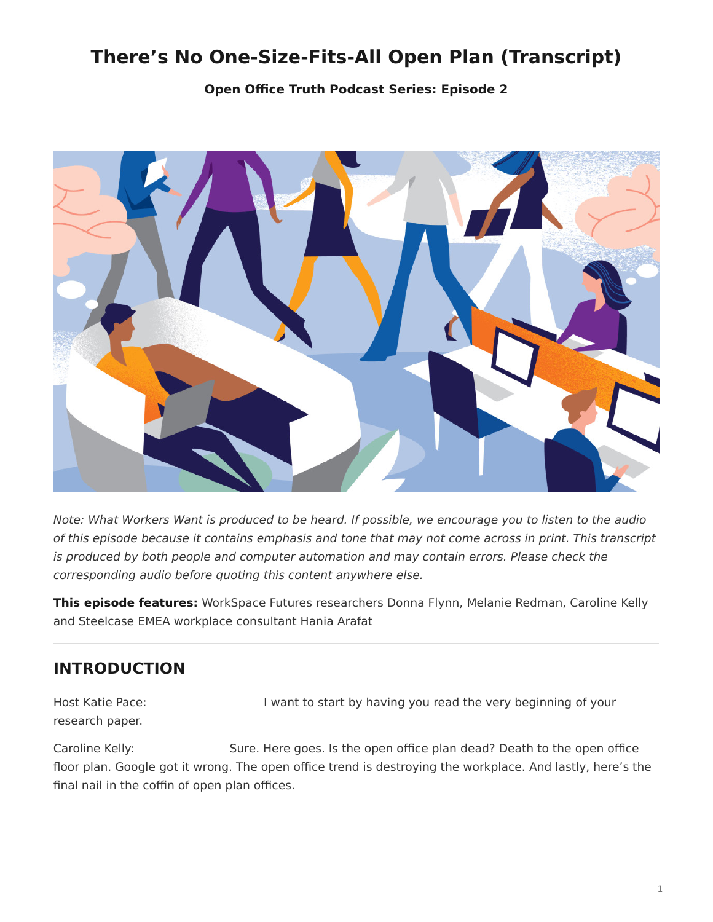# There's No One-Size-Fits-All Open Plan (Transcript)

**Open Office Truth Podcast Series: Episode 2**

*Note: What Workers Want is produced to be heard. If possible, we encourage you to listen to the audio of this episode because it contains emphasis and tone that may not come across in print. This transcript is produced by both people and computer automation and may contain errors. Please check the corresponding audio before quoting this content anywhere else.*

**This episode features:** WorkSpace Futures researchers Donna Flynn, Melanie Redman, Caroline Kelly and Steelcase EMEA workplace consultant Hania Arafat

---

## INTRODUCTION

Host Katie Pace: I want to start by having you read the very beginning of your research paper.

Caroline Kelly: Sure. Here goes. Is the open office plan dead? Death to the open office floor plan. Google got it wrong. The open office trend is destroying the workplace. And lastly, here's the final nail in the coffin of open plan offices.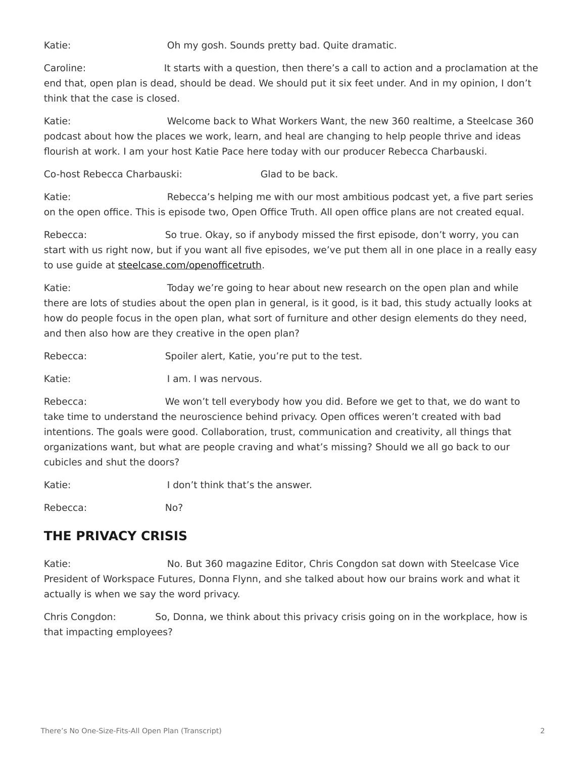Katie: Oh my gosh. Sounds pretty bad. Quite dramatic.

Caroline: It starts with a question, then there's a call to action and a proclamation at the end that, open plan is dead, should be dead. We should put it six feet under. And in my opinion, I don't think that the case is closed.

Katie: Welcome back to What Workers Want, the new 360 realtime, a Steelcase 360 podcast about how the places we work, learn, and heal are changing to help people thrive and ideas flourish at work. I am your host Katie Pace here today with our producer Rebecca Charbauski.

Co-host Rebecca Charbauski: Glad to be back.

Katie: Rebecca's helping me with our most ambitious podcast yet, a five part series on the open office. This is episode two, Open Office Truth. All open office plans are not created equal.

Rebecca: So true. Okay, so if anybody missed the first episode, don't worry, you can start with us right now, but if you want all five episodes, we've put them all in one place in a really easy to use guide at steelcase.com/openofficetruth.

Katie: Today we're going to hear about new research on the open plan and while there are lots of studies about the open plan in general, is it good, is it bad, this study actually looks at how do people focus in the open plan, what sort of furniture and other design elements do they need, and then also how are they creative in the open plan?

Rebecca: Spoiler alert, Katie, you're put to the test.

Katie: I am. I was nervous.

Rebecca: We won't tell everybody how you did. Before we get to that, we do want to take time to understand the neuroscience behind privacy. Open offices weren't created with bad intentions. The goals were good. Collaboration, trust, communication and creativity, all things that organizations want, but what are people craving and what's missing? Should we all go back to our cubicles and shut the doors?

Katie: I don't think that's the answer.

Rebecca: No?

## THE PRIVACY CRISIS

Katie: No. But 360 magazine Editor, Chris Congdon sat down with Steelcase Vice President of Workspace Futures, Donna Flynn, and she talked about how our brains work and what it actually is when we say the word privacy.

Chris Congdon: So, Donna, we think about this privacy crisis going on in the workplace, how is that impacting employees?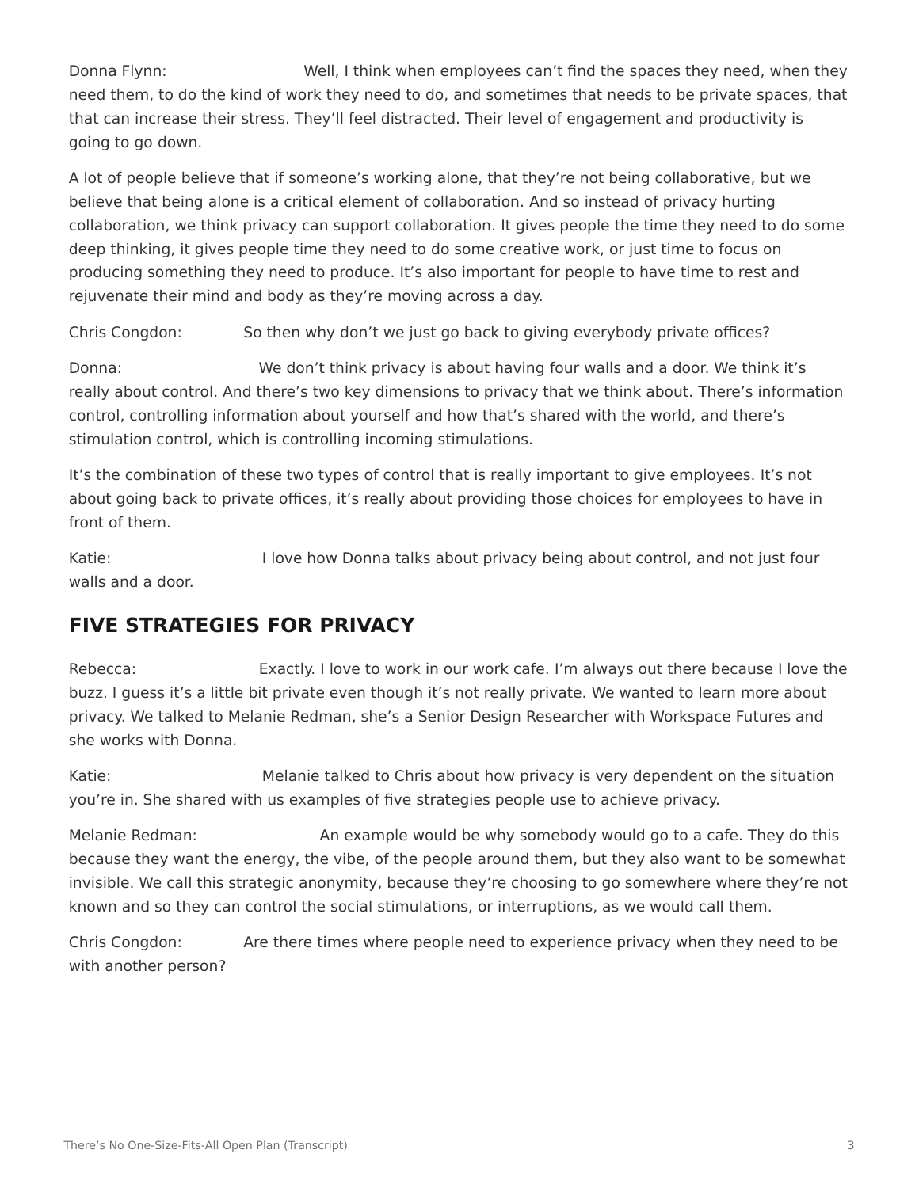Donna Flynn: Well, I think when employees can't find the spaces they need, when they need them, to do the kind of work they need to do, and sometimes that needs to be private spaces, that that can increase their stress. They'll feel distracted. Their level of engagement and productivity is going to go down.

A lot of people believe that if someone's working alone, that they're not being collaborative, but we believe that being alone is a critical element of collaboration. And so instead of privacy hurting collaboration, we think privacy can support collaboration. It gives people the time they need to do some deep thinking, it gives people time they need to do some creative work, or just time to focus on producing something they need to produce. It's also important for people to have time to rest and rejuvenate their mind and body as they're moving across a day.

Chris Congdon: So then why don't we just go back to giving everybody private offices?

Donna: We don't think privacy is about having four walls and a door. We think it's really about control. And there's two key dimensions to privacy that we think about. There's information control, controlling information about yourself and how that's shared with the world, and there's stimulation control, which is controlling incoming stimulations.

It's the combination of these two types of control that is really important to give employees. It's not about going back to private offices, it's really about providing those choices for employees to have in front of them.

Katie: I love how Donna talks about privacy being about control, and not just four walls and a door.

## FIVE STRATEGIES FOR PRIVACY

Rebecca: Exactly. I love to work in our work cafe. I'm always out there because I love the buzz. I guess it's a little bit private even though it's not really private. We wanted to learn more about privacy. We talked to Melanie Redman, she's a Senior Design Researcher with Workspace Futures and she works with Donna.

Katie: Melanie talked to Chris about how privacy is very dependent on the situation you're in. She shared with us examples of five strategies people use to achieve privacy.

Melanie Redman: An example would be why somebody would go to a cafe. They do this because they want the energy, the vibe, of the people around them, but they also want to be somewhat invisible. We call this strategic anonymity, because they're choosing to go somewhere where they're not known and so they can control the social stimulations, or interruptions, as we would call them.

Chris Congdon: Are there times where people need to experience privacy when they need to be with another person?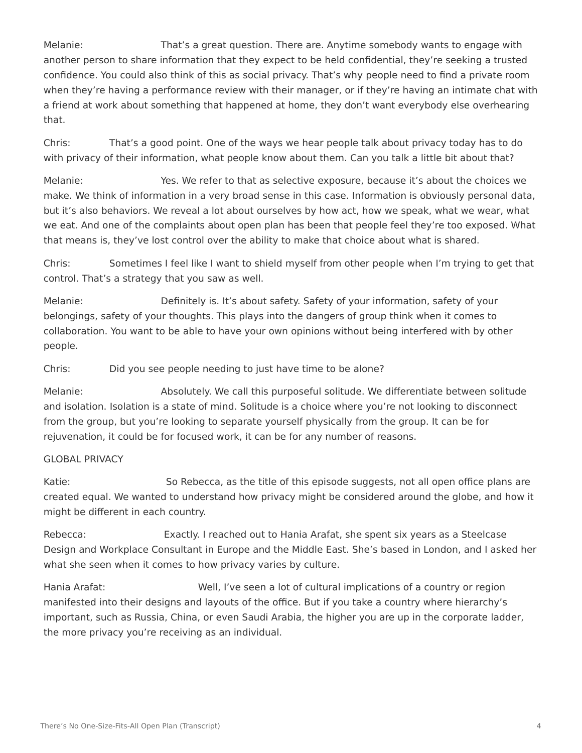Melanie: That's a great question. There are. Anytime somebody wants to engage with another person to share information that they expect to be held confidential, they're seeking a trusted confidence. You could also think of this as social privacy. That's why people need to find a private room when they're having a performance review with their manager, or if they're having an intimate chat with a friend at work about something that happened at home, they don't want everybody else overhearing that.

Chris: That's a good point. One of the ways we hear people talk about privacy today has to do with privacy of their information, what people know about them. Can you talk a little bit about that?

Melanie: Yes. We refer to that as selective exposure, because it's about the choices we make. We think of information in a very broad sense in this case. Information is obviously personal data, but it's also behaviors. We reveal a lot about ourselves by how act, how we speak, what we wear, what we eat. And one of the complaints about open plan has been that people feel they're too exposed. What that means is, they've lost control over the ability to make that choice about what is shared.

Chris: Sometimes I feel like I want to shield myself from other people when I'm trying to get that control. That's a strategy that you saw as well.

Melanie: Definitely is. It's about safety. Safety of your information, safety of your belongings, safety of your thoughts. This plays into the dangers of group think when it comes to collaboration. You want to be able to have your own opinions without being interfered with by other people.

Chris: Did you see people needing to just have time to be alone?

Melanie: Absolutely. We call this purposeful solitude. We differentiate between solitude and isolation. Isolation is a state of mind. Solitude is a choice where you're not looking to disconnect from the group, but you're looking to separate yourself physically from the group. It can be for rejuvenation, it could be for focused work, it can be for any number of reasons.

GLOBAL PRIVACY

Katie: So Rebecca, as the title of this episode suggests, not all open office plans are created equal. We wanted to understand how privacy might be considered around the globe, and how it might be different in each country.

Rebecca: Exactly. I reached out to Hania Arafat, she spent six years as a Steelcase Design and Workplace Consultant in Europe and the Middle East. She's based in London, and I asked her what she seen when it comes to how privacy varies by culture.

Hania Arafat: Well, I've seen a lot of cultural implications of a country or region manifested into their designs and layouts of the office. But if you take a country where hierarchy's important, such as Russia, China, or even Saudi Arabia, the higher you are up in the corporate ladder, the more privacy you're receiving as an individual.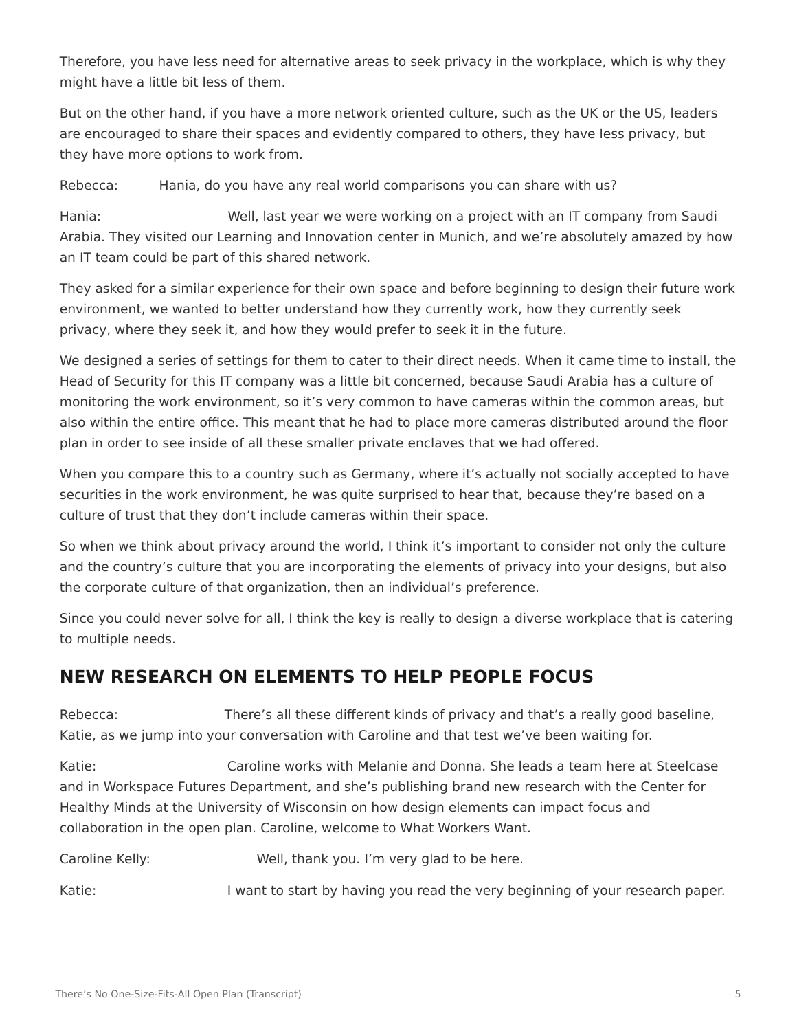Therefore, you have less need for alternative areas to seek privacy in the workplace, which is why they might have a little bit less of them.

But on the other hand, if you have a more network oriented culture, such as the UK or the US, leaders are encouraged to share their spaces and evidently compared to others, they have less privacy, but they have more options to work from.

Rebecca: Hania, do you have any real world comparisons you can share with us?

Hania: Well, last year we were working on a project with an IT company from Saudi Arabia. They visited our Learning and Innovation center in Munich, and we're absolutely amazed by how an IT team could be part of this shared network.

They asked for a similar experience for their own space and before beginning to design their future work environment, we wanted to better understand how they currently work, how they currently seek privacy, where they seek it, and how they would prefer to seek it in the future.

We designed a series of settings for them to cater to their direct needs. When it came time to install, the Head of Security for this IT company was a little bit concerned, because Saudi Arabia has a culture of monitoring the work environment, so it's very common to have cameras within the common areas, but also within the entire office. This meant that he had to place more cameras distributed around the floor plan in order to see inside of all these smaller private enclaves that we had offered.

When you compare this to a country such as Germany, where it's actually not socially accepted to have securities in the work environment, he was quite surprised to hear that, because they're based on a culture of trust that they don't include cameras within their space.

So when we think about privacy around the world, I think it's important to consider not only the culture and the country's culture that you are incorporating the elements of privacy into your designs, but also the corporate culture of that organization, then an individual's preference.

Since you could never solve for all, I think the key is really to design a diverse workplace that is catering to multiple needs.

## NEW RESEARCH ON ELEMENTS TO HELP PEOPLE FOCUS

Rebecca: There's all these different kinds of privacy and that's a really good baseline, Katie, as we jump into your conversation with Caroline and that test we've been waiting for.

Katie: Caroline works with Melanie and Donna. She leads a team here at Steelcase and in Workspace Futures Department, and she's publishing brand new research with the Center for Healthy Minds at the University of Wisconsin on how design elements can impact focus and collaboration in the open plan. Caroline, welcome to What Workers Want.

Caroline Kelly: Well, thank you. I'm very glad to be here.

Katie: I want to start by having you read the very beginning of your research paper.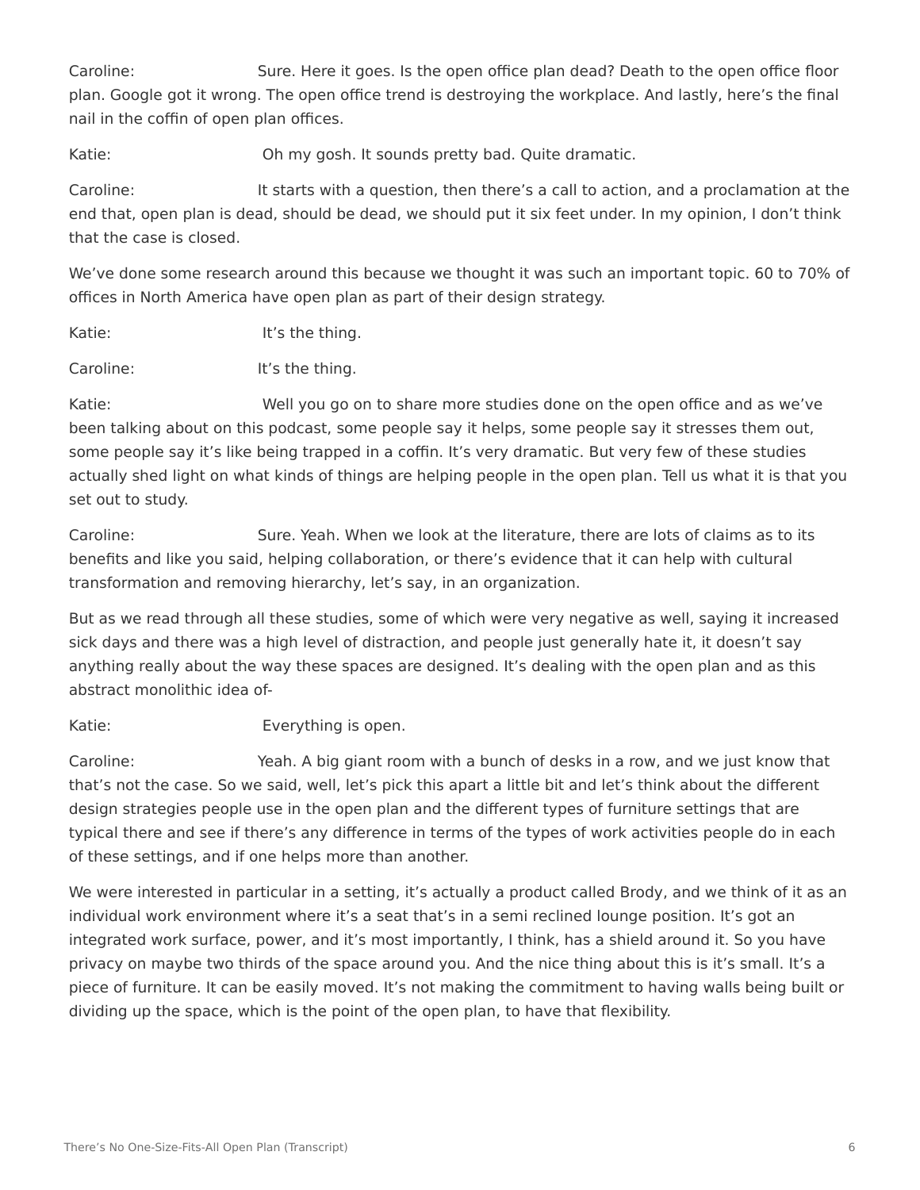Caroline: Sure. Here it goes. Is the open office plan dead? Death to the open office floor plan. Google got it wrong. The open office trend is destroying the workplace. And lastly, here's the final nail in the coffin of open plan offices.

Katie: Oh my gosh. It sounds pretty bad. Quite dramatic.

Caroline: It starts with a question, then there's a call to action, and a proclamation at the end that, open plan is dead, should be dead, we should put it six feet under. In my opinion, I don't think that the case is closed.

We've done some research around this because we thought it was such an important topic. 60 to 70% of offices in North America have open plan as part of their design strategy.

Katie: It's the thing.

Caroline: It's the thing.

Katie: Well you go on to share more studies done on the open office and as we've been talking about on this podcast, some people say it helps, some people say it stresses them out, some people say it's like being trapped in a coffin. It's very dramatic. But very few of these studies actually shed light on what kinds of things are helping people in the open plan. Tell us what it is that you set out to study.

Caroline: Sure. Yeah. When we look at the literature, there are lots of claims as to its benefits and like you said, helping collaboration, or there's evidence that it can help with cultural transformation and removing hierarchy, let's say, in an organization.

But as we read through all these studies, some of which were very negative as well, saying it increased sick days and there was a high level of distraction, and people just generally hate it, it doesn't say anything really about the way these spaces are designed. It's dealing with the open plan and as this abstract monolithic idea of-

Katie: Everything is open.

Caroline: Yeah. A big giant room with a bunch of desks in a row, and we just know that that's not the case. So we said, well, let's pick this apart a little bit and let's think about the different design strategies people use in the open plan and the different types of furniture settings that are typical there and see if there's any difference in terms of the types of work activities people do in each of these settings, and if one helps more than another.

We were interested in particular in a setting, it's actually a product called Brody, and we think of it as an individual work environment where it's a seat that's in a semi reclined lounge position. It's got an integrated work surface, power, and it's most importantly, I think, has a shield around it. So you have privacy on maybe two thirds of the space around you. And the nice thing about this is it's small. It's a piece of furniture. It can be easily moved. It's not making the commitment to having walls being built or dividing up the space, which is the point of the open plan, to have that flexibility.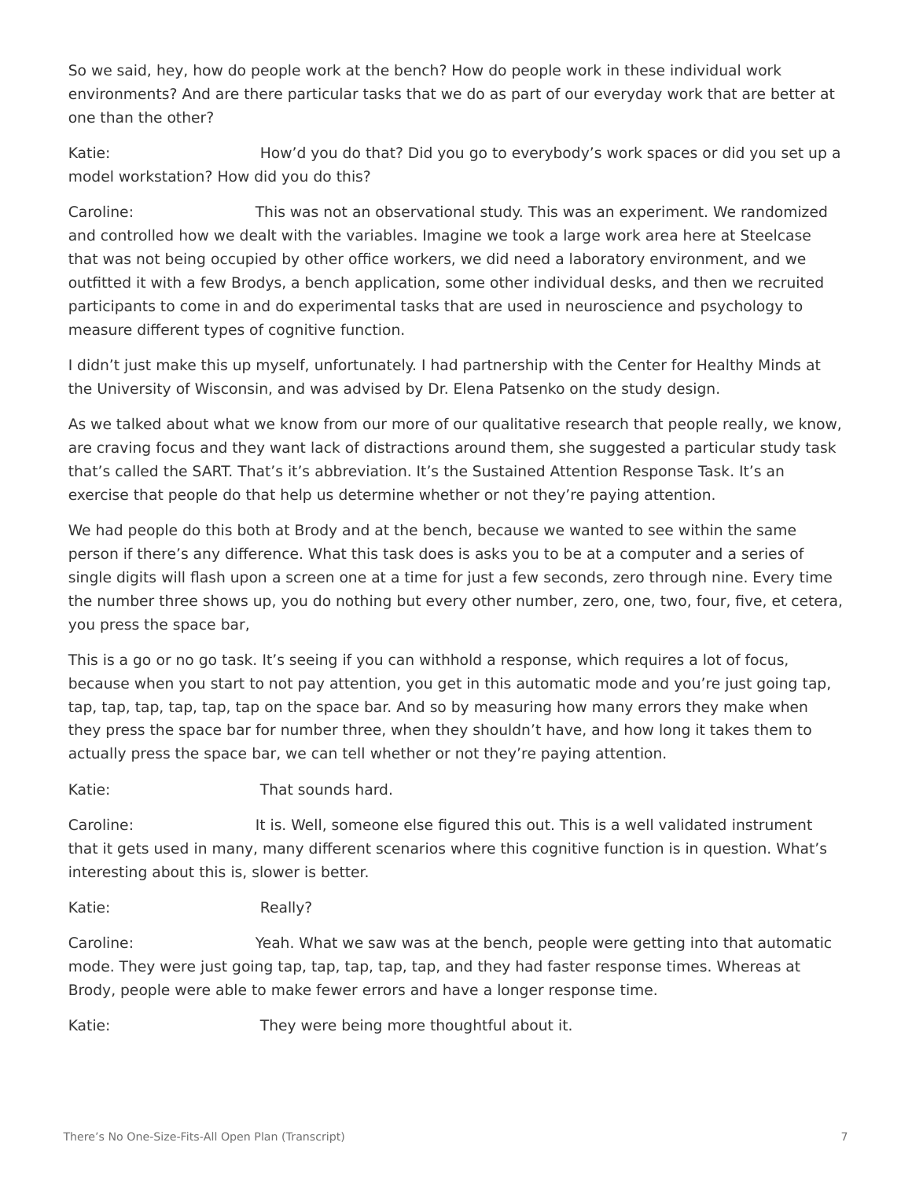So we said, hey, how do people work at the bench? How do people work in these individual work environments? And are there particular tasks that we do as part of our everyday work that are better at one than the other?

Katie: How'd you do that? Did you go to everybody's work spaces or did you set up a model workstation? How did you do this?

Caroline: This was not an observational study. This was an experiment. We randomized and controlled how we dealt with the variables. Imagine we took a large work area here at Steelcase that was not being occupied by other office workers, we did need a laboratory environment, and we outfitted it with a few Brodys, a bench application, some other individual desks, and then we recruited participants to come in and do experimental tasks that are used in neuroscience and psychology to measure different types of cognitive function.

I didn't just make this up myself, unfortunately. I had partnership with the Center for Healthy Minds at the University of Wisconsin, and was advised by Dr. Elena Patsenko on the study design.

As we talked about what we know from our more of our qualitative research that people really, we know, are craving focus and they want lack of distractions around them, she suggested a particular study task that's called the SART. That's it's abbreviation. It's the Sustained Attention Response Task. It's an exercise that people do that help us determine whether or not they're paying attention.

We had people do this both at Brody and at the bench, because we wanted to see within the same person if there's any difference. What this task does is asks you to be at a computer and a series of single digits will flash upon a screen one at a time for just a few seconds, zero through nine. Every time the number three shows up, you do nothing but every other number, zero, one, two, four, five, et cetera, you press the space bar,

This is a go or no go task. It's seeing if you can withhold a response, which requires a lot of focus, because when you start to not pay attention, you get in this automatic mode and you're just going tap, tap, tap, tap, tap, tap, tap on the space bar. And so by measuring how many errors they make when they press the space bar for number three, when they shouldn't have, and how long it takes them to actually press the space bar, we can tell whether or not they're paying attention.

Katie: That sounds hard.

Caroline: It is. Well, someone else figured this out. This is a well validated instrument that it gets used in many, many different scenarios where this cognitive function is in question. What's interesting about this is, slower is better.

Katie: Really?

Caroline: Yeah. What we saw was at the bench, people were getting into that automatic mode. They were just going tap, tap, tap, tap, tap, and they had faster response times. Whereas at Brody, people were able to make fewer errors and have a longer response time.

Katie: They were being more thoughtful about it.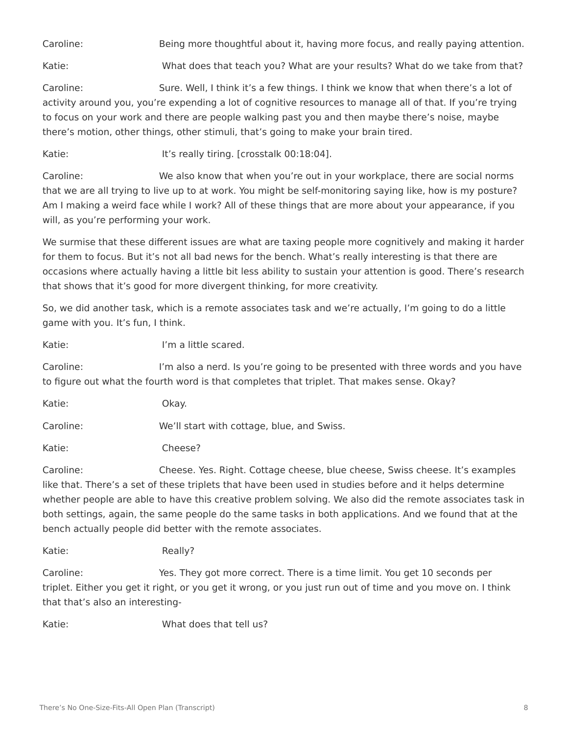Caroline: Being more thoughtful about it, having more focus, and really paying attention.

Katie: What does that teach you? What are your results? What do we take from that?

Caroline: Sure. Well, I think it's a few things. I think we know that when there's a lot of activity around you, you're expending a lot of cognitive resources to manage all of that. If you're trying to focus on your work and there are people walking past you and then maybe there's noise, maybe there's motion, other things, other stimuli, that's going to make your brain tired.

Katie: It's really tiring. [crosstalk 00:18:04].

Caroline: We also know that when you're out in your workplace, there are social norms that we are all trying to live up to at work. You might be self-monitoring saying like, how is my posture? Am I making a weird face while I work? All of these things that are more about your appearance, if you will, as you're performing your work.

We surmise that these different issues are what are taxing people more cognitively and making it harder for them to focus. But it's not all bad news for the bench. What's really interesting is that there are occasions where actually having a little bit less ability to sustain your attention is good. There's research that shows that it's good for more divergent thinking, for more creativity.

So, we did another task, which is a remote associates task and we're actually, I'm going to do a little game with you. It's fun, I think.

Katie: I'm a little scared.

Caroline: I'm also a nerd. Is you're going to be presented with three words and you have to figure out what the fourth word is that completes that triplet. That makes sense. Okay?

Katie: Okay.

Caroline: We'll start with cottage, blue, and Swiss.

Katie: Cheese?

Caroline: Cheese. Yes. Right. Cottage cheese, blue cheese, Swiss cheese. It's examples like that. There's a set of these triplets that have been used in studies before and it helps determine whether people are able to have this creative problem solving. We also did the remote associates task in both settings, again, the same people do the same tasks in both applications. And we found that at the bench actually people did better with the remote associates.

Katie: Really?

Caroline: Yes. They got more correct. There is a time limit. You get 10 seconds per triplet. Either you get it right, or you get it wrong, or you just run out of time and you move on. I think that that's also an interesting-

Katie: What does that tell us?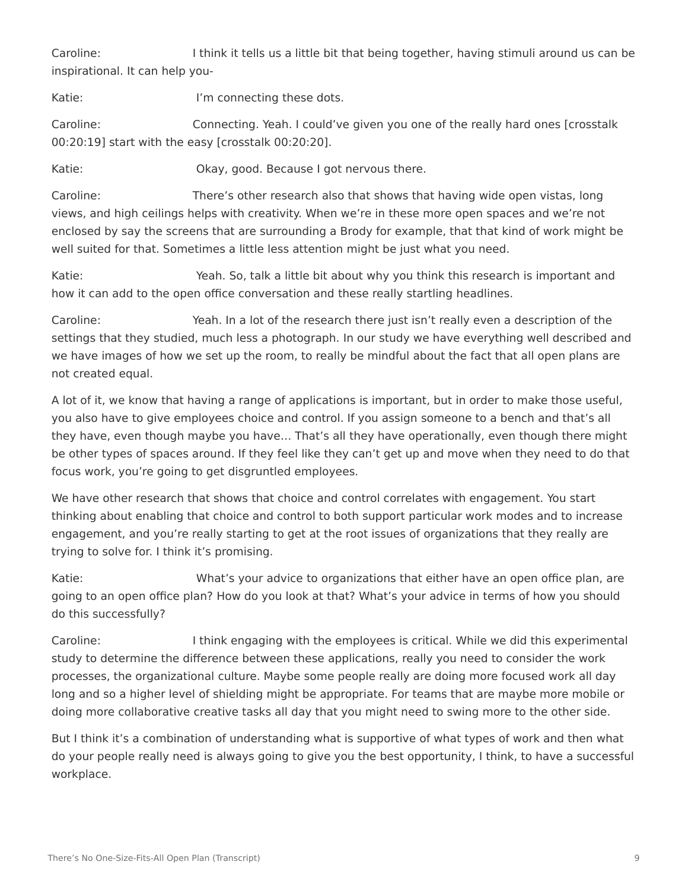Caroline: I think it tells us a little bit that being together, having stimuli around us can be inspirational. It can help you-

Katie: I'm connecting these dots.

Caroline: Connecting. Yeah. I could've given you one of the really hard ones [crosstalk 00:20:19] start with the easy [crosstalk 00:20:20].

Katie: Okay, good. Because I got nervous there.

Caroline: There's other research also that shows that having wide open vistas, long views, and high ceilings helps with creativity. When we're in these more open spaces and we're not enclosed by say the screens that are surrounding a Brody for example, that that kind of work might be well suited for that. Sometimes a little less attention might be just what you need.

Katie: Yeah. So, talk a little bit about why you think this research is important and how it can add to the open office conversation and these really startling headlines.

Caroline: Yeah. In a lot of the research there just isn't really even a description of the settings that they studied, much less a photograph. In our study we have everything well described and we have images of how we set up the room, to really be mindful about the fact that all open plans are not created equal.

A lot of it, we know that having a range of applications is important, but in order to make those useful, you also have to give employees choice and control. If you assign someone to a bench and that's all they have, even though maybe you have… That's all they have operationally, even though there might be other types of spaces around. If they feel like they can't get up and move when they need to do that focus work, you're going to get disgruntled employees.

We have other research that shows that choice and control correlates with engagement. You start thinking about enabling that choice and control to both support particular work modes and to increase engagement, and you're really starting to get at the root issues of organizations that they really are trying to solve for. I think it's promising.

Katie: What's your advice to organizations that either have an open office plan, are going to an open office plan? How do you look at that? What's your advice in terms of how you should do this successfully?

Caroline: I think engaging with the employees is critical. While we did this experimental study to determine the difference between these applications, really you need to consider the work processes, the organizational culture. Maybe some people really are doing more focused work all day long and so a higher level of shielding might be appropriate. For teams that are maybe more mobile or doing more collaborative creative tasks all day that you might need to swing more to the other side.

But I think it's a combination of understanding what is supportive of what types of work and then what do your people really need is always going to give you the best opportunity, I think, to have a successful workplace.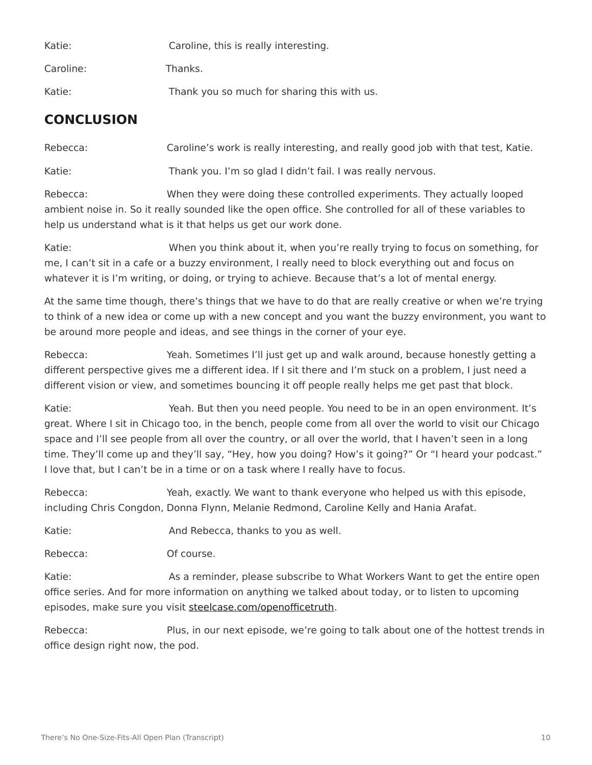Katie: Caroline, this is really interesting.

Caroline: Thanks.

Katie: Thank you so much for sharing this with us.

## CONCLUSION

Rebecca: Caroline's work is really interesting, and really good job with that test, Katie.

Katie: Thank you. I'm so glad I didn't fail. I was really nervous.

Rebecca: When they were doing these controlled experiments. They actually looped ambient noise in. So it really sounded like the open office. She controlled for all of these variables to help us understand what is it that helps us get our work done.

Katie: When you think about it, when you're really trying to focus on something, for me, I can't sit in a cafe or a buzzy environment, I really need to block everything out and focus on whatever it is I'm writing, or doing, or trying to achieve. Because that's a lot of mental energy.

At the same time though, there's things that we have to do that are really creative or when we're trying to think of a new idea or come up with a new concept and you want the buzzy environment, you want to be around more people and ideas, and see things in the corner of your eye.

Rebecca: Yeah. Sometimes I'll just get up and walk around, because honestly getting a different perspective gives me a different idea. If I sit there and I'm stuck on a problem, I just need a different vision or view, and sometimes bouncing it off people really helps me get past that block.

Katie: Yeah. But then you need people. You need to be in an open environment. It's great. Where I sit in Chicago too, in the bench, people come from all over the world to visit our Chicago space and I'll see people from all over the country, or all over the world, that I haven't seen in a long time. They'll come up and they'll say, "Hey, how you doing? How's it going?" Or "I heard your podcast." I love that, but I can't be in a time or on a task where I really have to focus.

Rebecca: Yeah, exactly. We want to thank everyone who helped us with this episode, including Chris Congdon, Donna Flynn, Melanie Redmond, Caroline Kelly and Hania Arafat.

Katie: And Rebecca, thanks to you as well.

Rebecca: Of course.

Katie: As a reminder, please subscribe to What Workers Want to get the entire open office series. And for more information on anything we talked about today, or to listen to upcoming episodes, make sure you visit steelcase.com/openofficetruth.

Rebecca: Plus, in our next episode, we're going to talk about one of the hottest trends in office design right now, the pod.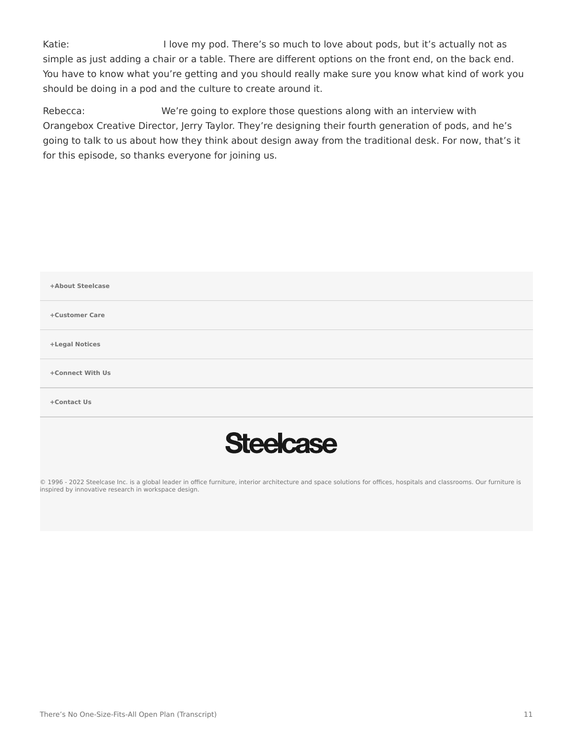Katie: I love my pod. There's so much to love about pods, but it's actually not as simple as just adding a chair or a table. There are different options on the front end, on the back end. You have to know what you're getting and you should really make sure you know what kind of work you should be doing in a pod and the culture to create around it.

Rebecca: We're going to explore those questions along with an interview with Orangebox Creative Director, Jerry Taylor. They're designing their fourth generation of pods, and he's going to talk to us about how they think about design away from the traditional desk. For now, that's it for this episode, so thanks everyone for joining us.

**+About Steelcase**

**+Customer Care**

**+Legal Notices**

**+Connect With Us**

**+Contact Us**

Steelcase

© 1996 - 2022 Steelcase Inc. is a global leader in office furniture, interior architecture and space solutions for offices, hospitals and classrooms. Our furniture is inspired by innovative research in workspace design.